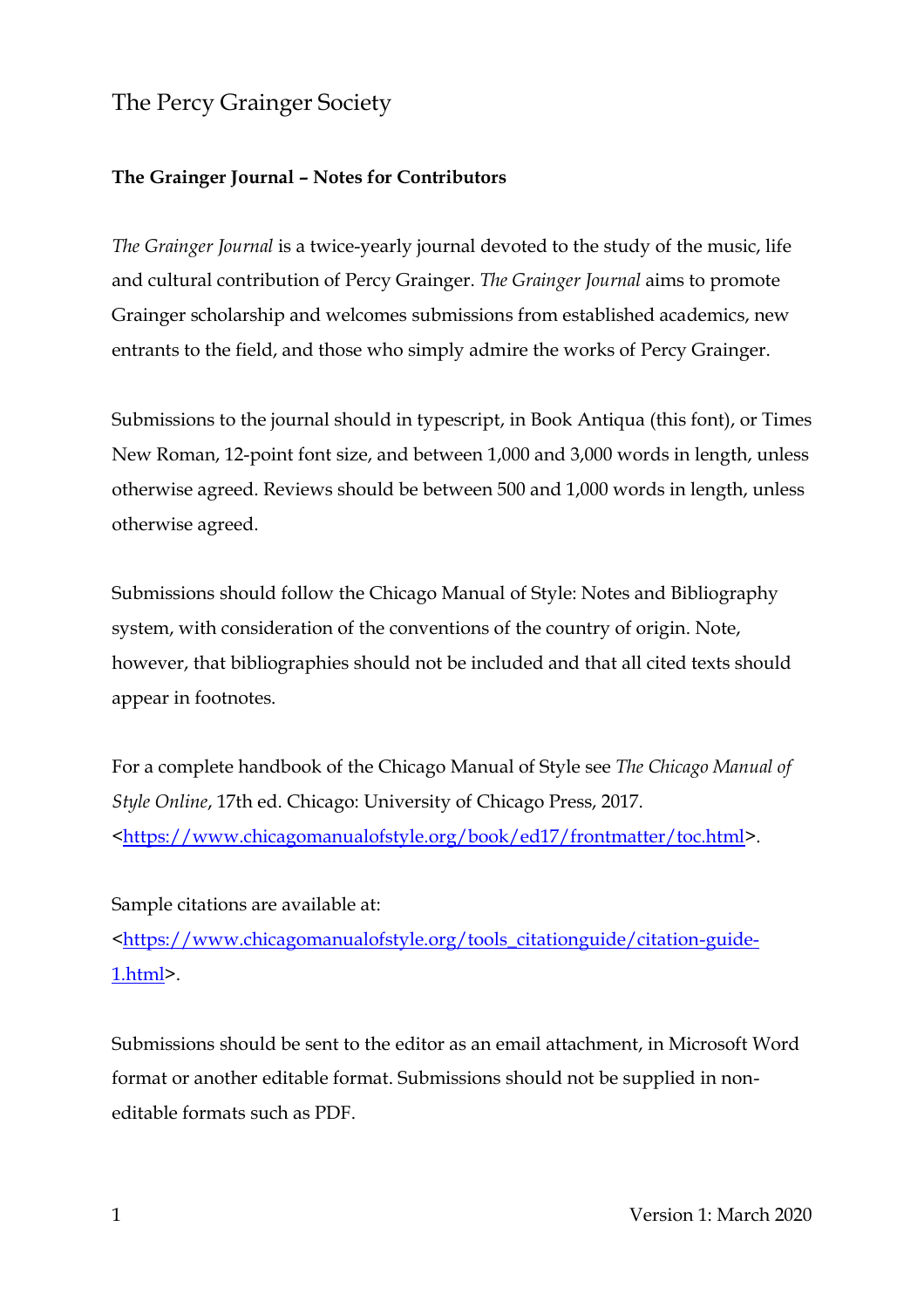# The Percy Grainger Society

## The Grainger Journal – Notes for Contributors

*The Grainger Journal* is a twice-yearly journal devoted to the study of the music, life and cultural contribution of Percy Grainger. *The Grainger Journal* aims to promote Grainger scholarship and welcomes submissions from established academics, new entrants to the field, and those who simply admire the works of Percy Grainger.

Submissions to the journal should in typescript, in Book Antiqua (this font), or Times New Roman, 12-point font size, and between 1,000 and 3,000 words in length, unless otherwise agreed. Reviews should be between 500 and 1,000 words in length, unless otherwise agreed.

Submissions should follow the Chicago Manual of Style: Notes and Bibliography system, with consideration of the conventions of the country of origin. Note, however, that bibliographies should not be included and that all cited texts should appear in footnotes.

For a complete handbook of the Chicago Manual of Style see *The Chicago Manual of Style Online*, 17th ed. Chicago: University of Chicago Press, 2017. <https://www.chicagomanualofstyle.org/book/ed17/frontmatter/toc.html>.

Sample citations are available at: <https://www.chicagomanualofstyle.org/tools_citationguide/citation-guide-1.html>.

Submissions should be sent to the editor as an email attachment, in Microsoft Word format or another editable format. Submissions should not be supplied in non-editable formats such as PDF.

Version 1: March 2020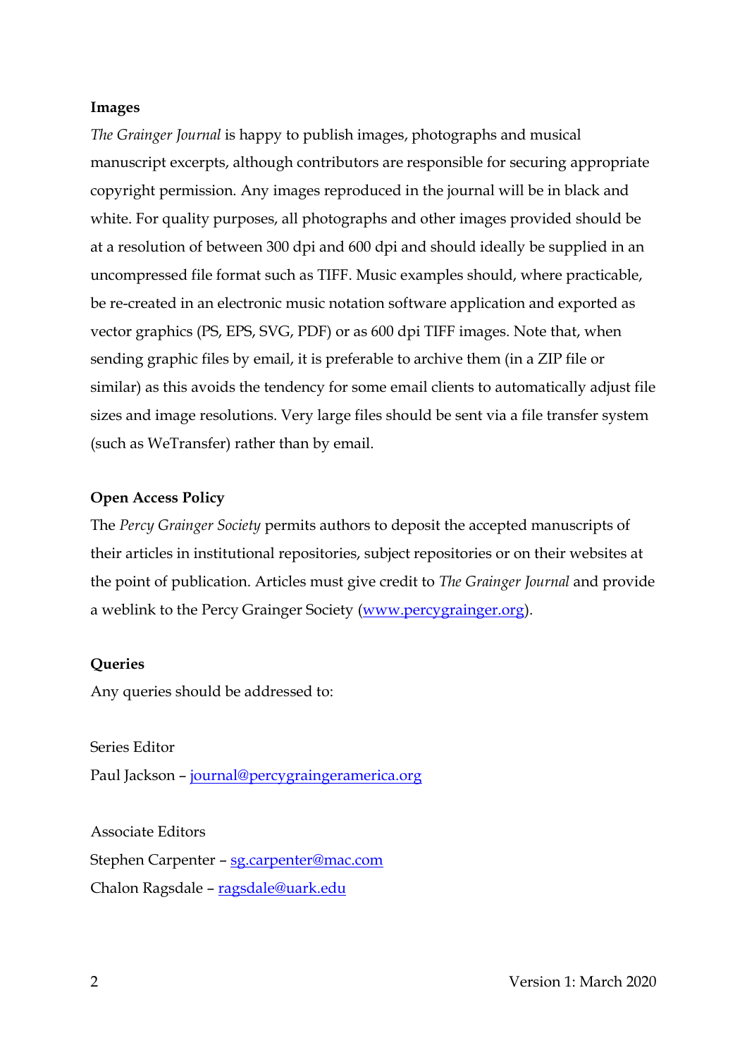**Images**

*The Grainger Journal* is happy to publish images, photographs and musical manuscript excerpts, although contributors are responsible for securing appropriate copyright permission. Any images reproduced in the journal will be in black and white. For quality purposes, all photographs and other images provided should be at a resolution of between 300 dpi and 600 dpi and should ideally be supplied in an uncompressed file format such as TIFF. Music examples should, where practicable, be re-created in an electronic music notation software application and exported as vector graphics (PS, EPS, SVG, PDF) or as 600 dpi TIFF images. Note that, when sending graphic files by email, it is preferable to archive them (in a ZIP file or similar) as this avoids the tendency for some email clients to automatically adjust file sizes and image resolutions. Very large files should be sent via a file transfer system (such as WeTransfer) rather than by email.

**Open Access Policy**

The *Percy Grainger Society* permits authors to deposit the accepted manuscripts of their articles in institutional repositories, subject repositories or on their websites at the point of publication. Articles must give credit to *The Grainger Journal* and provide a weblink to the Percy Grainger Society (www.percygrainger.org).

**Queries**

Any queries should be addressed to:

Series Editor
Paul Jackson – journal@percygraingeramerica.org

Associate Editors
Stephen Carpenter – sg.carpenter@mac.com
Chalon Ragsdale – ragsdale@uark.edu

Version 1: March 2020